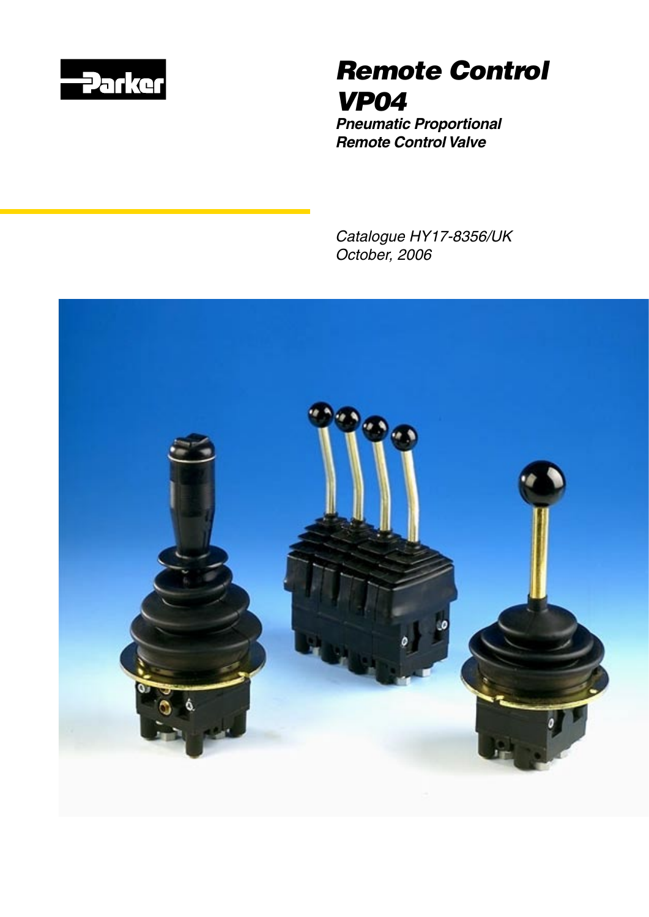Parker

# Remote Control VP04

***Pneumatic Proportional Remote Control Valve***

*Catalogue HY17-8356/UK*
*October, 2006*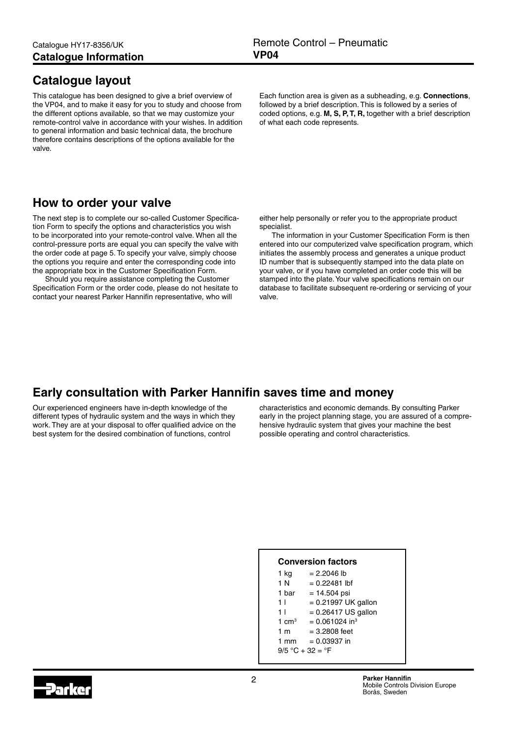## Catalogue layout

This catalogue has been designed to give a brief overview of the VP04, and to make it easy for you to study and choose from the different options available, so that we may customize your remote-control valve in accordance with your wishes. In addition to general information and basic technical data, the brochure therefore contains descriptions of the options available for the valve.

Each function area is given as a subheading, e.g. **Connections**, followed by a brief description. This is followed by a series of coded options, e.g. **M, S, P, T, R,** together with a brief description of what each code represents.

## How to order your valve

The next step is to complete our so-called Customer Specification Form to specify the options and characteristics you wish to be incorporated into your remote-control valve. When all the control-pressure ports are equal you can specify the valve with the order code at page 5. To specify your valve, simply choose the options you require and enter the corresponding code into the appropriate box in the Customer Specification Form.

Should you require assistance completing the Customer Specification Form or the order code, please do not hesitate to contact your nearest Parker Hannifin representative, who will either help personally or refer you to the appropriate product specialist.

The information in your Customer Specification Form is then entered into our computerized valve specification program, which initiates the assembly process and generates a unique product ID number that is subsequently stamped into the data plate on your valve, or if you have completed an order code this will be stamped into the plate. Your valve specifications remain on our database to facilitate subsequent re-ordering or servicing of your valve.

## Early consultation with Parker Hannifin saves time and money

Our experienced engineers have in-depth knowledge of the different types of hydraulic system and the ways in which they work. They are at your disposal to offer qualified advice on the best system for the desired combination of functions, control characteristics and economic demands. By consulting Parker early in the project planning stage, you are assured of a comprehensive hydraulic system that gives your machine the best possible operating and control characteristics.

### Conversion factors

| | |
|---|---|
| 1 kg | = 2.2046 lb |
| 1 N | = 0.22481 lbf |
| 1 bar | = 14.504 psi |
| 1 l | = 0.21997 UK gallon |
| 1 l | = 0.26417 US gallon |
| 1 $cm^3$ | = 0.061024 $in^3$ |
| 1 m | = 3.2808 feet |
| 1 mm | = 0.03937 in |

9/5 °C + 32 = °F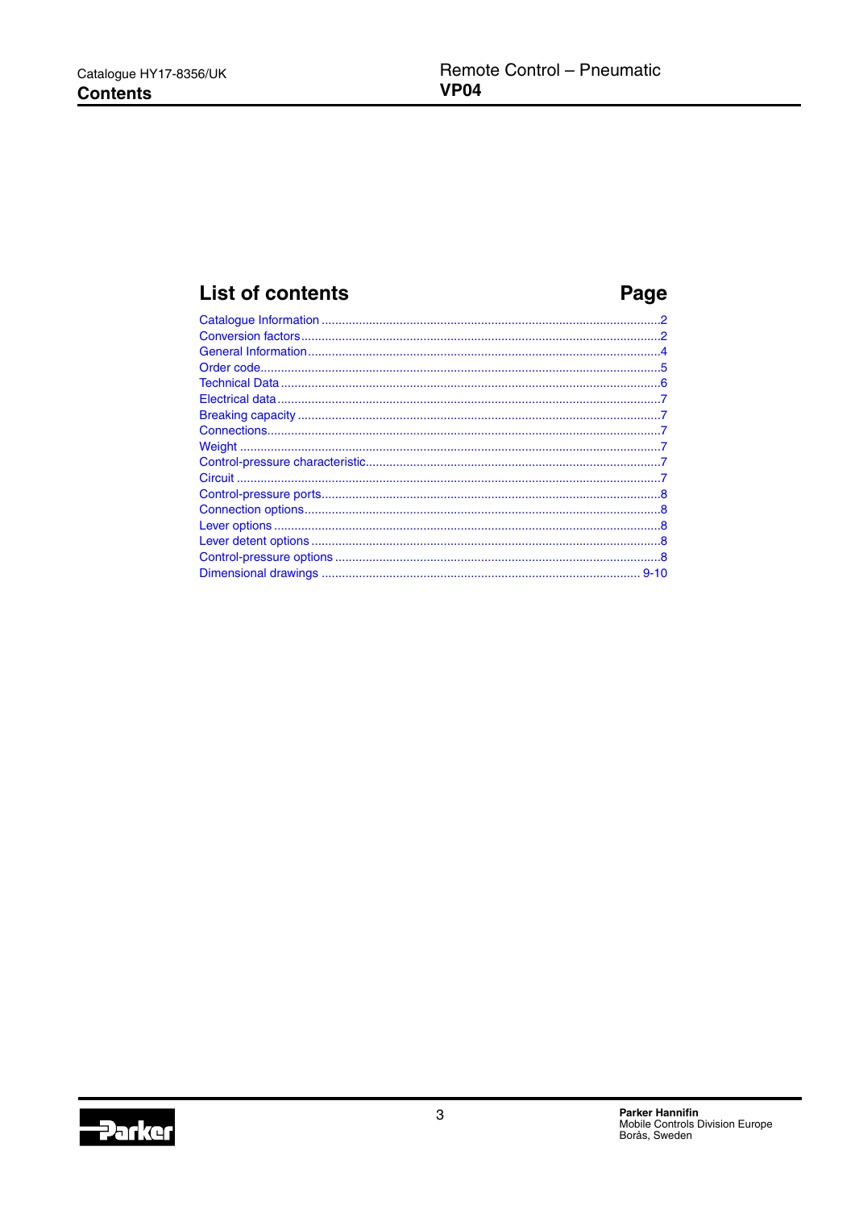## List of contents

| | Page |
|---|---|
| Catalogue Information | 2 |
| Conversion factors | 2 |
| General Information | 4 |
| Order code | 5 |
| Technical Data | 6 |
| Electrical data | 7 |
| Breaking capacity | 7 |
| Connections | 7 |
| Weight | 7 |
| Control-pressure characteristic | 7 |
| Circuit | 7 |
| Control-pressure ports | 8 |
| Connection options | 8 |
| Lever options | 8 |
| Lever detent options | 8 |
| Control-pressure options | 8 |
| Dimensional drawings | 9-10 |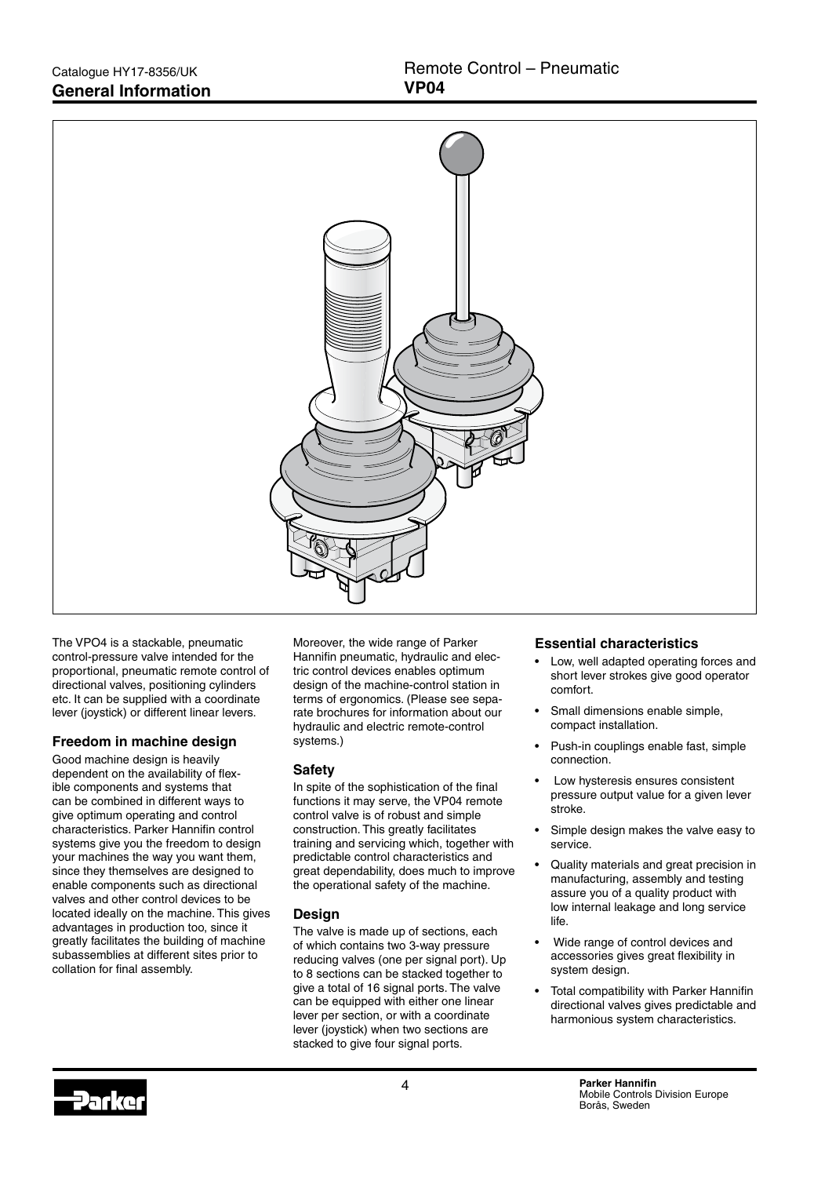# General Information

## Remote Control – Pneumatic VP04

The VPO4 is a stackable, pneumatic control-pressure valve intended for the proportional, pneumatic remote control of directional valves, positioning cylinders etc. It can be supplied with a coordinate lever (joystick) or different linear levers.

### Freedom in machine design

Good machine design is heavily dependent on the availability of flexible components and systems that can be combined in different ways to give optimum operating and control characteristics. Parker Hannifin control systems give you the freedom to design your machines the way you want them, since they themselves are designed to enable components such as directional valves and other control devices to be located ideally on the machine. This gives advantages in production too, since it greatly facilitates the building of machine subassemblies at different sites prior to collation for final assembly.

Moreover, the wide range of Parker Hannifin pneumatic, hydraulic and electric control devices enables optimum design of the machine-control station in terms of ergonomics. (Please see separate brochures for information about our hydraulic and electric remote-control systems.)

### Safety

In spite of the sophistication of the final functions it may serve, the VP04 remote control valve is of robust and simple construction. This greatly facilitates training and servicing which, together with predictable control characteristics and great dependability, does much to improve the operational safety of the machine.

### Design

The valve is made up of sections, each of which contains two 3-way pressure reducing valves (one per signal port). Up to 8 sections can be stacked together to give a total of 16 signal ports. The valve can be equipped with either one linear lever per section, or with a coordinate lever (joystick) when two sections are stacked to give four signal ports.

### Essential characteristics

- Low, well adapted operating forces and short lever strokes give good operator comfort.
- Small dimensions enable simple, compact installation.
- Push-in couplings enable fast, simple connection.
- Low hysteresis ensures consistent pressure output value for a given lever stroke.
- Simple design makes the valve easy to service.
- Quality materials and great precision in manufacturing, assembly and testing assure you of a quality product with low internal leakage and long service life.
- Wide range of control devices and accessories gives great flexibility in system design.
- Total compatibility with Parker Hannifin directional valves gives predictable and harmonious system characteristics.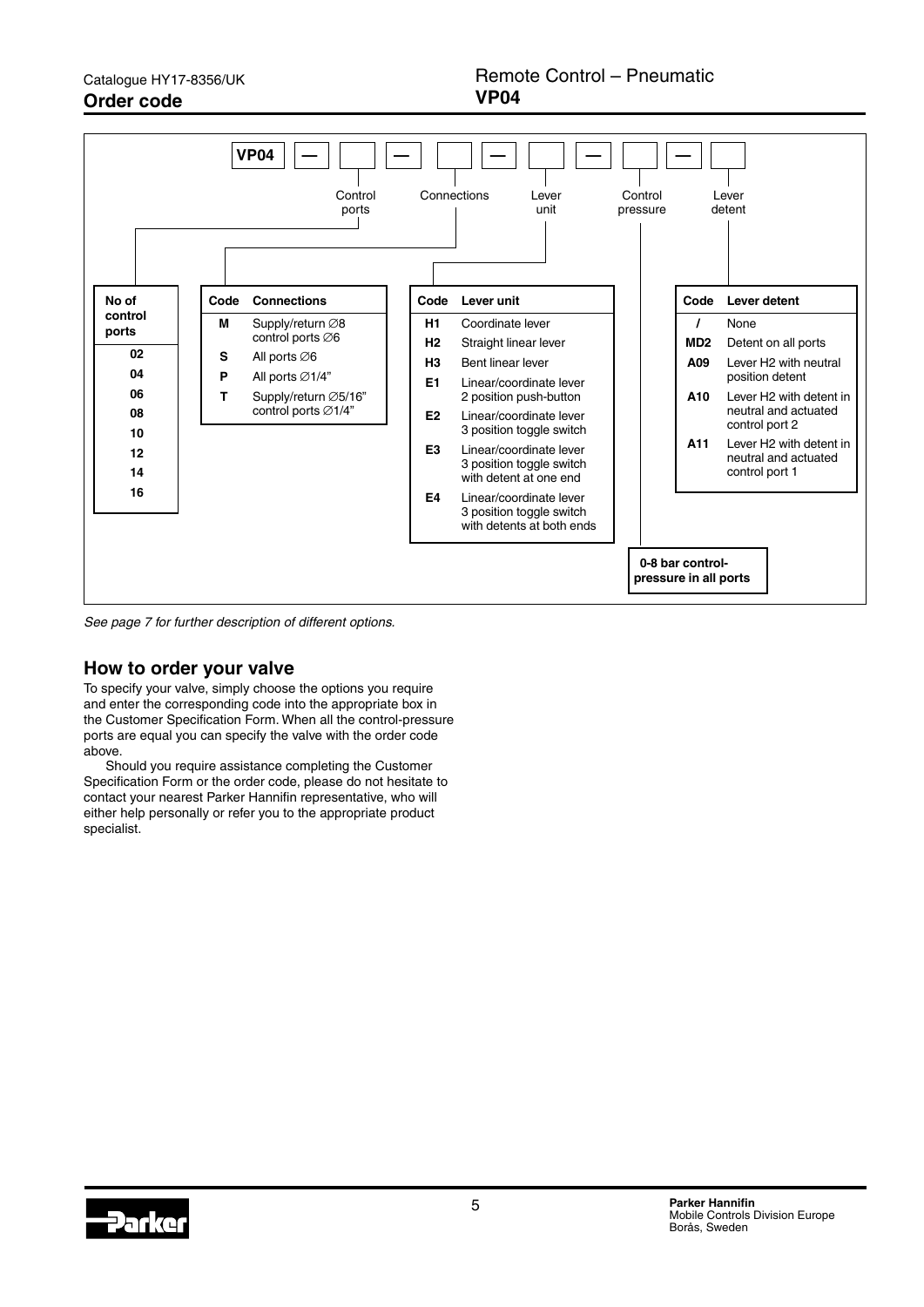## Order code

# Remote Control – Pneumatic VP04

**VP04** — [ ] — [ ] — [ ] — [ ] — [ ]

Control ports | Connections | Lever unit | Control pressure | Lever detent

| No of control ports |
|---|
| 02 |
| 04 |
| 06 |
| 08 |
| 10 |
| 12 |
| 14 |
| 16 |

| Code | Connections |
|---|---|
| M | Supply/return ∅8 control ports ∅6 |
| S | All ports ∅6 |
| P | All ports ∅1/4" |
| T | Supply/return ∅5/16" control ports ∅1/4" |

| Code | Lever unit |
|---|---|
| H1 | Coordinate lever |
| H2 | Straight linear lever |
| H3 | Bent linear lever |
| E1 | Linear/coordinate lever 2 position push-button |
| E2 | Linear/coordinate lever 3 position toggle switch |
| E3 | Linear/coordinate lever 3 position toggle switch with detent at one end |
| E4 | Linear/coordinate lever 3 position toggle switch with detents at both ends |

**0-8 bar control-pressure in all ports**

| Code | Lever detent |
|---|---|
| / | None |
| MD2 | Detent on all ports |
| A09 | Lever H2 with neutral position detent |
| A10 | Lever H2 with detent in neutral and actuated control port 2 |
| A11 | Lever H2 with detent in neutral and actuated control port 1 |

*See page 7 for further description of different options.*

## How to order your valve

To specify your valve, simply choose the options you require and enter the corresponding code into the appropriate box in the Customer Specification Form. When all the control-pressure ports are equal you can specify the valve with the order code above.

Should you require assistance completing the Customer Specification Form or the order code, please do not hesitate to contact your nearest Parker Hannifin representative, who will either help personally or refer you to the appropriate product specialist.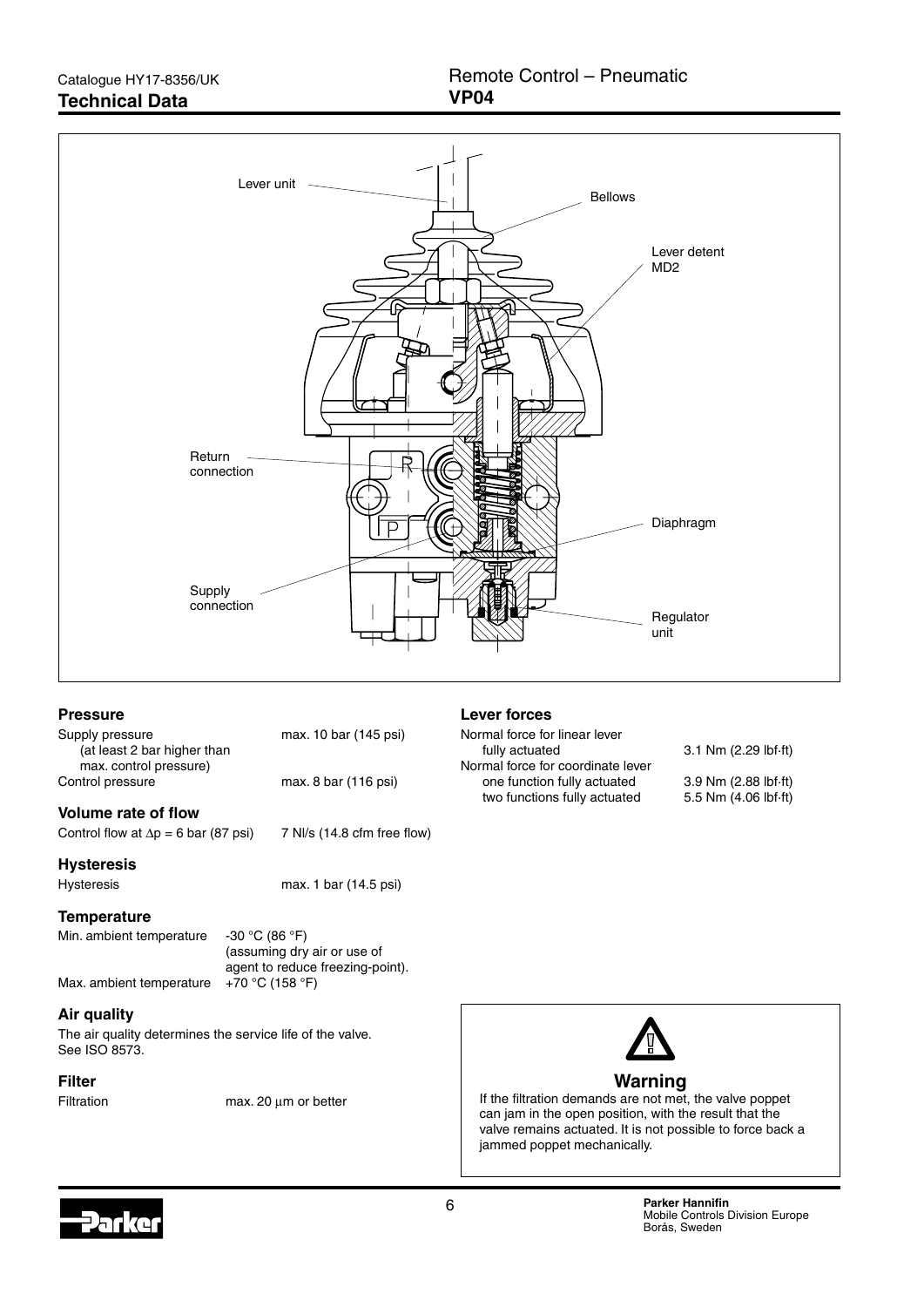# Technical Data

## Remote Control – Pneumatic
## VP04

Lever unit

Bellows

Lever detent MD2

Return connection

Diaphragm

Supply connection

Regulator unit

### Pressure

| | |
|---|---|
| Supply pressure (at least 2 bar higher than max. control pressure) | max. 10 bar (145 psi) |
| Control pressure | max. 8 bar (116 psi) |

### Volume rate of flow

| | |
|---|---|
| Control flow at $\Delta p$ = 6 bar (87 psi) | 7 Nl/s (14.8 cfm free flow) |

### Hysteresis

| | |
|---|---|
| Hysteresis | max. 1 bar (14.5 psi) |

### Temperature

| | |
|---|---|
| Min. ambient temperature | -30 °C (86 °F) (assuming dry air or use of agent to reduce freezing-point). |
| Max. ambient temperature | +70 °C (158 °F) |

### Air quality

The air quality determines the service life of the valve. See ISO 8573.

### Filter

| | |
|---|---|
| Filtration | max. 20 µm or better |

### Lever forces

| | |
|---|---|
| Normal force for linear lever fully actuated | 3.1 Nm (2.29 lbf·ft) |
| Normal force for coordinate lever one function fully actuated | 3.9 Nm (2.88 lbf·ft) |
| two functions fully actuated | 5.5 Nm (4.06 lbf·ft) |

**Warning**

If the filtration demands are not met, the valve poppet can jam in the open position, with the result that the valve remains actuated. It is not possible to force back a jammed poppet mechanically.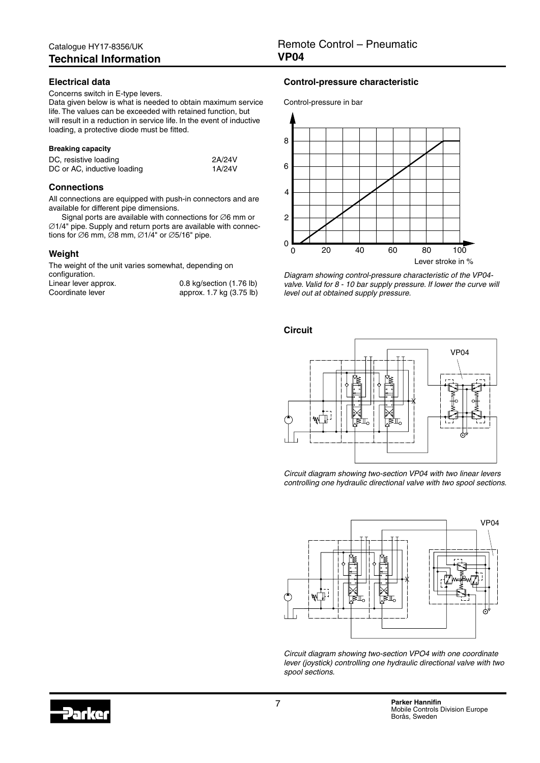## Electrical data

Concerns switch in E-type levers.

Data given below is what is needed to obtain maximum service life. The values can be exceeded with retained function, but will result in a reduction in service life. In the event of inductive loading, a protective diode must be fitted.

#### Breaking capacity

| | |
|---|---|
| DC, resistive loading | 2A/24V |
| DC or AC, inductive loading | 1A/24V |

## Connections

All connections are equipped with push-in connectors and are available for different pipe dimensions.

Signal ports are available with connections for ∅6 mm or ∅1/4" pipe. Supply and return ports are available with connections for ∅6 mm, ∅8 mm, ∅1/4" or ∅5/16" pipe.

## Weight

The weight of the unit varies somewhat, depending on configuration.

| | |
|---|---|
| Linear lever approx. | 0.8 kg/section (1.76 lb) |
| Coordinate lever | approx. 1.7 kg (3.75 lb) |

## Control-pressure characteristic

Control-pressure in bar

Lever stroke in %

*Diagram showing control-pressure characteristic of the VP04-valve. Valid for 8 - 10 bar supply pressure. If lower the curve will level out at obtained supply pressure.*

## Circuit

VP04

*Circuit diagram showing two-section VP04 with two linear levers controlling one hydraulic directional valve with two spool sections.*

VP04

*Circuit diagram showing two-section VPO4 with one coordinate lever (joystick) controlling one hydraulic directional valve with two spool sections.*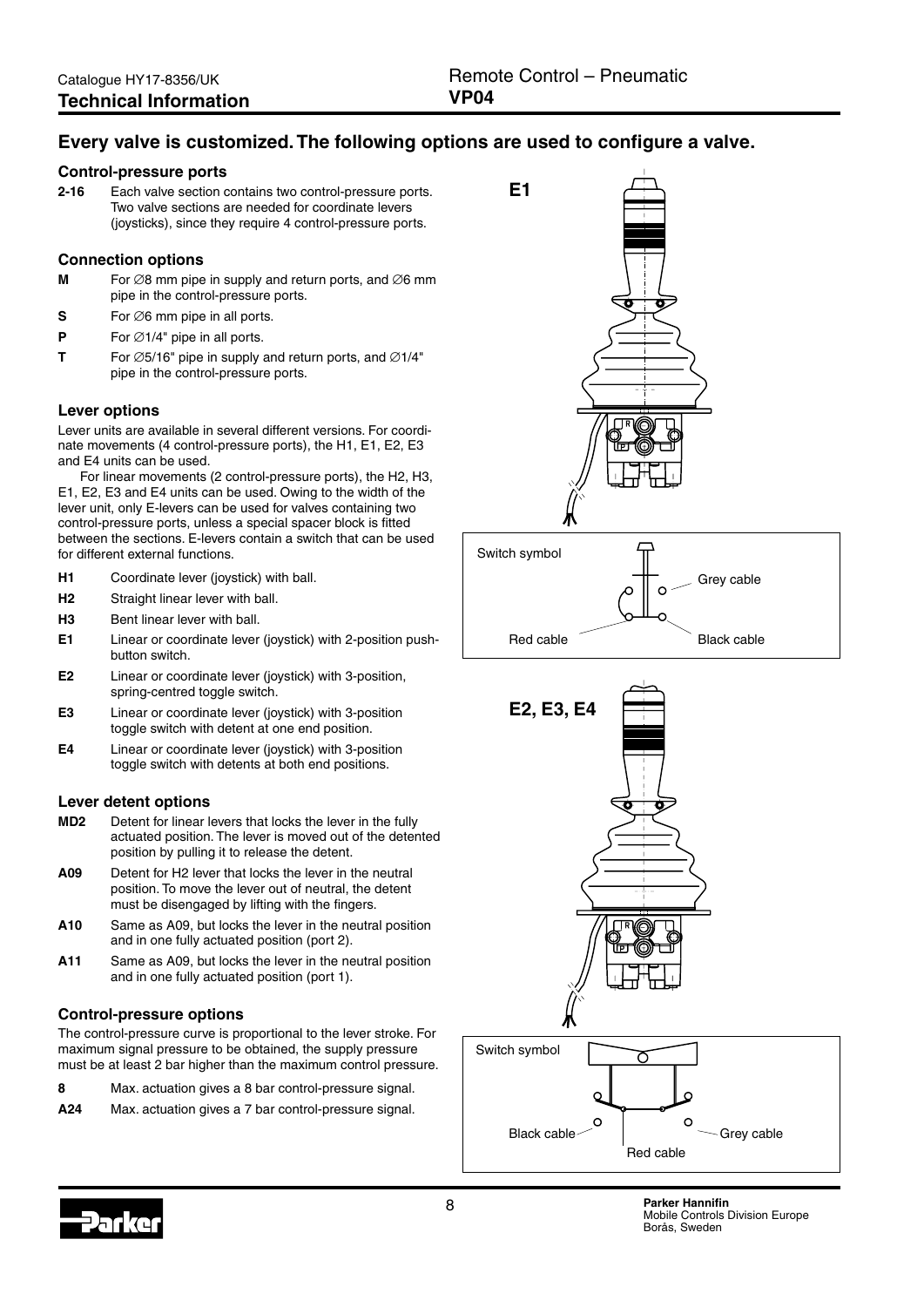## Every valve is customized. The following options are used to configure a valve.

### Control-pressure ports

**2-16** Each valve section contains two control-pressure ports. Two valve sections are needed for coordinate levers (joysticks), since they require 4 control-pressure ports.

### Connection options

**M** For ∅8 mm pipe in supply and return ports, and ∅6 mm pipe in the control-pressure ports.

**S** For ∅6 mm pipe in all ports.

**P** For ∅1/4" pipe in all ports.

**T** For ∅5/16" pipe in supply and return ports, and ∅1/4" pipe in the control-pressure ports.

### Lever options

Lever units are available in several different versions. For coordinate movements (4 control-pressure ports), the H1, E1, E2, E3 and E4 units can be used.

For linear movements (2 control-pressure ports), the H2, H3, E1, E2, E3 and E4 units can be used. Owing to the width of the lever unit, only E-levers can be used for valves containing two control-pressure ports, unless a special spacer block is fitted between the sections. E-levers contain a switch that can be used for different external functions.

**H1** Coordinate lever (joystick) with ball.

**H2** Straight linear lever with ball.

**H3** Bent linear lever with ball.

**E1** Linear or coordinate lever (joystick) with 2-position push-button switch.

**E2** Linear or coordinate lever (joystick) with 3-position, spring-centred toggle switch.

**E3** Linear or coordinate lever (joystick) with 3-position toggle switch with detent at one end position.

**E4** Linear or coordinate lever (joystick) with 3-position toggle switch with detents at both end positions.

### Lever detent options

**MD2** Detent for linear levers that locks the lever in the fully actuated position. The lever is moved out of the detented position by pulling it to release the detent.

**A09** Detent for H2 lever that locks the lever in the neutral position. To move the lever out of neutral, the detent must be disengaged by lifting with the fingers.

**A10** Same as A09, but locks the lever in the neutral position and in one fully actuated position (port 2).

**A11** Same as A09, but locks the lever in the neutral position and in one fully actuated position (port 1).

### Control-pressure options

The control-pressure curve is proportional to the lever stroke. For maximum signal pressure to be obtained, the supply pressure must be at least 2 bar higher than the maximum control pressure.

**8** Max. actuation gives a 8 bar control-pressure signal.

**A24** Max. actuation gives a 7 bar control-pressure signal.

**E1**

Switch symbol

Grey cable

Red cable

Black cable

**E2, E3, E4**

Switch symbol

Black cable

Grey cable

Red cable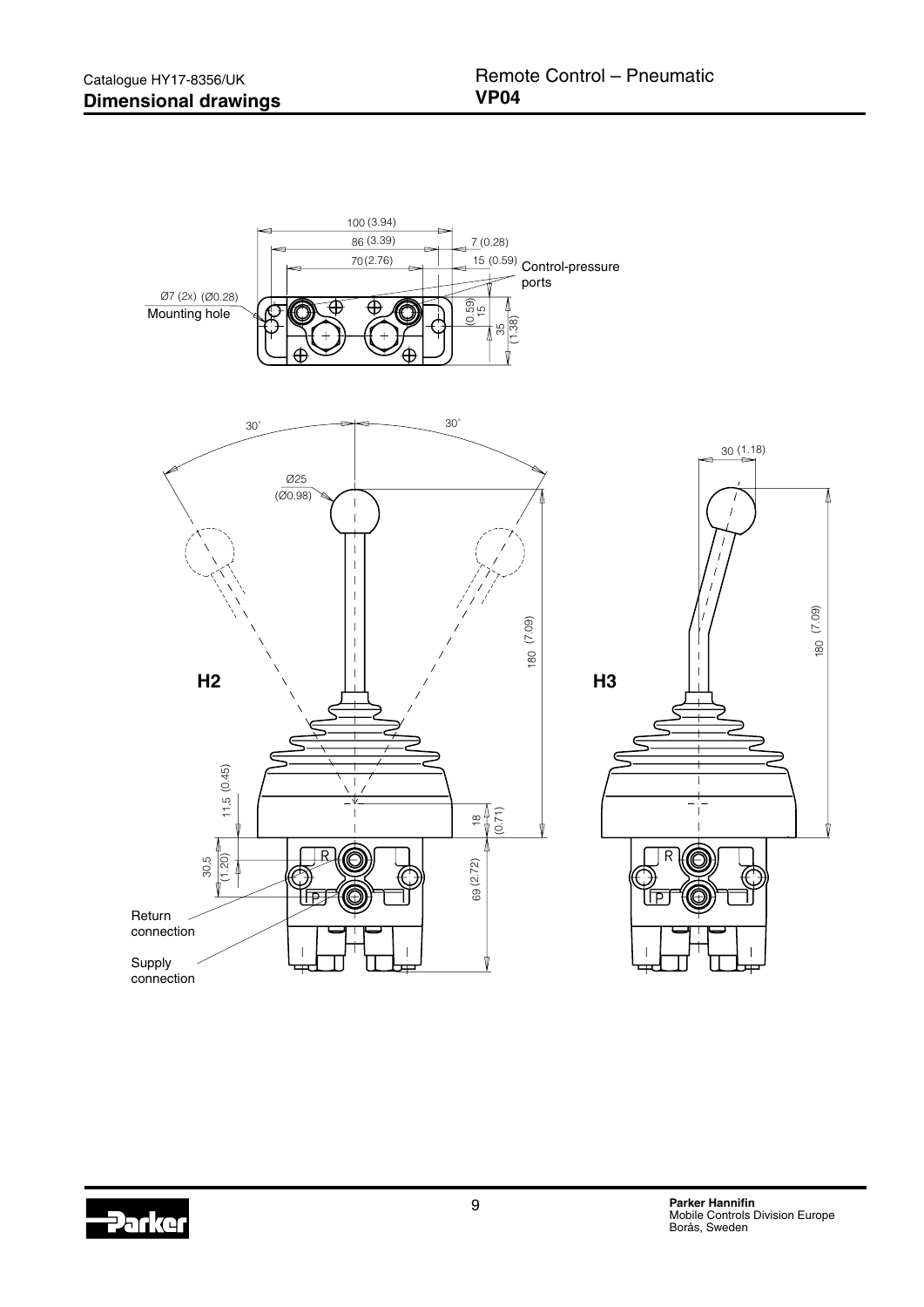## Dimensional drawings

Remote Control – Pneumatic
**VP04**

100 (3.94)
86 (3.39)
7 (0.28)
70 (2.76)
15 (0.59)
Control-pressure ports
Ø7 (2x) (Ø0.28)
Mounting hole
(0.59) 15
35 (1.38)

30°
30°
Ø25 (Ø0.98)
180 (7.09)
**H2**
11,5 (0.45)
18 (0.71)
30,5 (1.20)
69 (2.72)
R
P
Return connection
Supply connection

30 (1.18)
180 (7.09)
**H3**
R
P

**Parker Hannifin**
Mobile Controls Division Europe
Borås, Sweden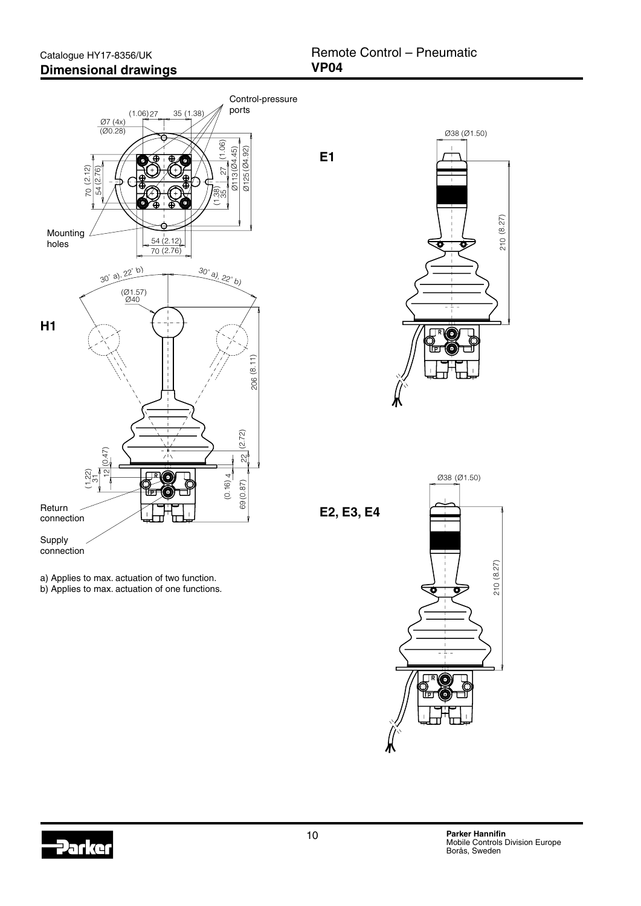## Dimensional drawings

Control-pressure ports

Ø7 (4x) (Ø0.28)

(1.06) 27 35 (1.38)

70 (2.12) 54 (2.76)

(1.06) 27 Ø113 (Ø4.45) Ø125 (Ø4.92)

(1.38) 35

Mounting holes

54 (2.12)
70 (2.76)

**H1**

30° a), 22° b) 30° a), 22° b)

(Ø1.57) Ø40

206 (8.11)

(2.72) 22

(1.22) 31 12 (0.47)

(0.16) 4

69 (0.87)

Return connection

Supply connection

a) Applies to max. actuation of two function.
b) Applies to max. actuation of one functions.

**E1**

Ø38 (Ø1.50)

210 (8.27)

**E2, E3, E4**

Ø38 (Ø1.50)

210 (8.27)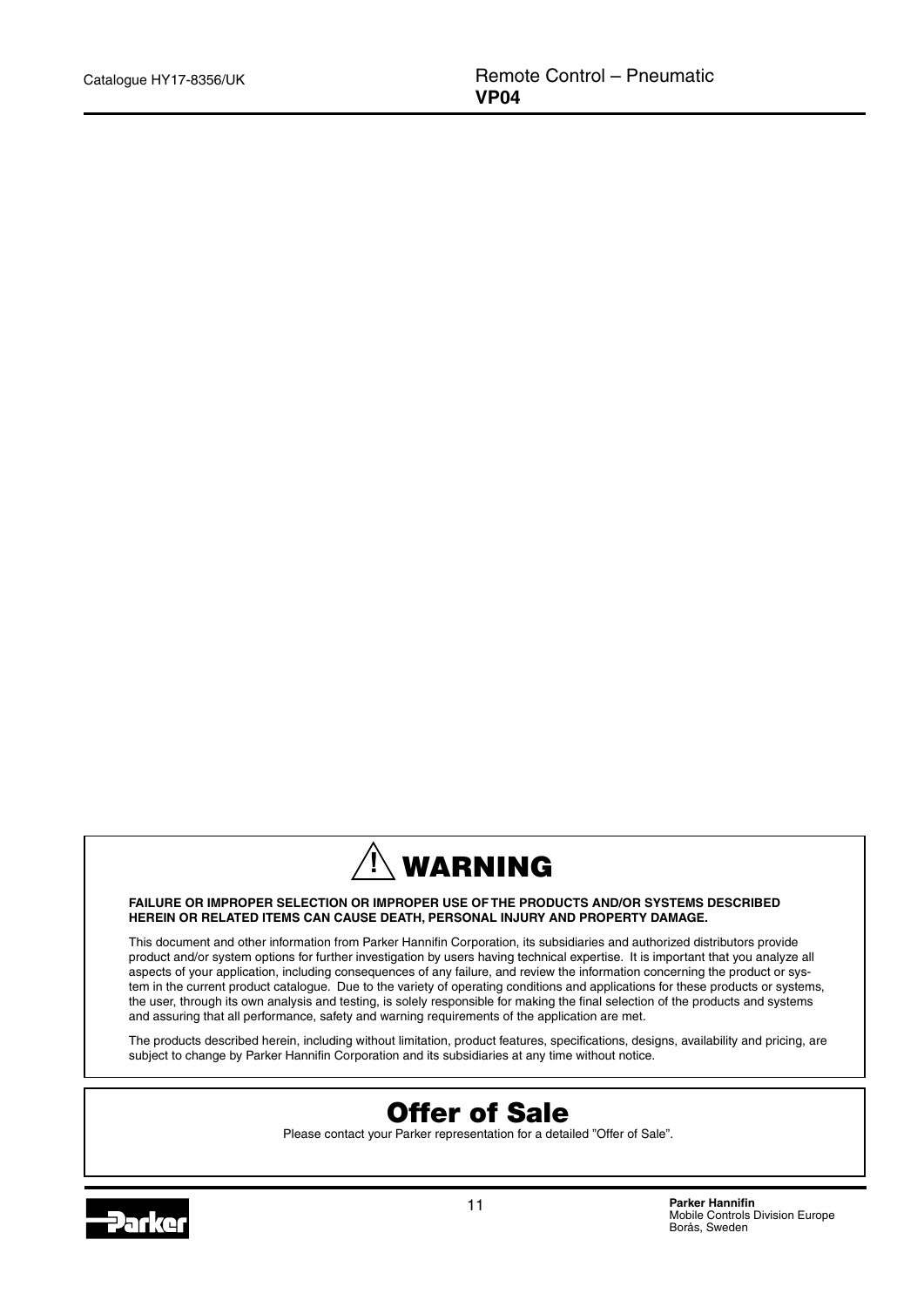# ⚠ WARNING

**FAILURE OR IMPROPER SELECTION OR IMPROPER USE OF THE PRODUCTS AND/OR SYSTEMS DESCRIBED HEREIN OR RELATED ITEMS CAN CAUSE DEATH, PERSONAL INJURY AND PROPERTY DAMAGE.**

This document and other information from Parker Hannifin Corporation, its subsidiaries and authorized distributors provide product and/or system options for further investigation by users having technical expertise. It is important that you analyze all aspects of your application, including consequences of any failure, and review the information concerning the product or system in the current product catalogue. Due to the variety of operating conditions and applications for these products or systems, the user, through its own analysis and testing, is solely responsible for making the final selection of the products and systems and assuring that all performance, safety and warning requirements of the application are met.

The products described herein, including without limitation, product features, specifications, designs, availability and pricing, are subject to change by Parker Hannifin Corporation and its subsidiaries at any time without notice.

# Offer of Sale

Please contact your Parker representation for a detailed "Offer of Sale".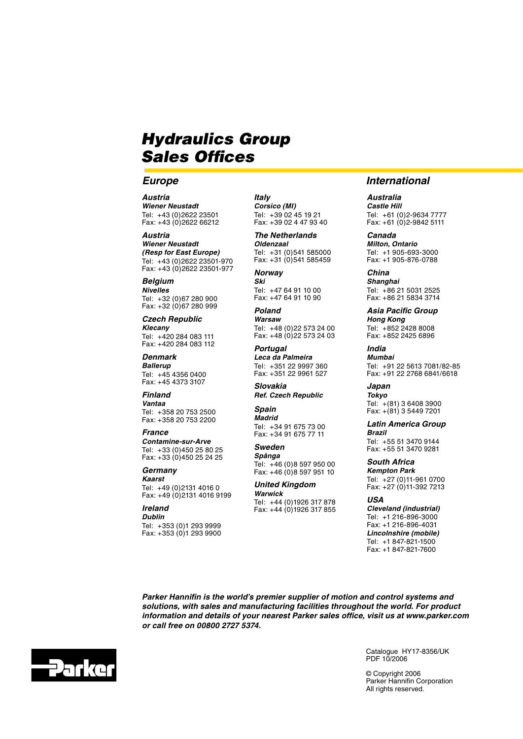# *Hydraulics Group Sales Offices*

## *Europe*

***Austria***
***Wiener Neustadt***
Tel: +43 (0)2622 23501
Fax: +43 (0)2622 66212

***Austria***
***Wiener Neustadt***
***(Resp for East Europe)***
Tel: +43 (0)2622 23501-970
Fax: +43 (0)2622 23501-977

***Belgium***
***Nivelles***
Tel: +32 (0)67 280 900
Fax: +32 (0)67 280 999

***Czech Republic***
***Klecany***
Tel: +420 284 083 111
Fax: +420 284 083 112

***Denmark***
***Ballerup***
Tel: +45 4356 0400
Fax: +45 4373 3107

***Finland***
***Vantaa***
Tel: +358 20 753 2500
Fax: +358 20 753 2200

***France***
***Contamine-sur-Arve***
Tel: +33 (0)450 25 80 25
Fax: +33 (0)450 25 24 25

***Germany***
***Kaarst***
Tel: +49 (0)2131 4016 0
Fax: +49 (0)2131 4016 9199

***Ireland***
***Dublin***
Tel: +353 (0)1 293 9999
Fax: +353 (0)1 293 9900

***Italy***
***Corsico (MI)***
Tel: +39 02 45 19 21
Fax: +39 02 4 47 93 40

***The Netherlands***
***Oldenzaal***
Tel: +31 (0)541 585000
Fax: +31 (0)541 585459

***Norway***
***Ski***
Tel: +47 64 91 10 00
Fax: +47 64 91 10 90

***Poland***
***Warsaw***
Tel: +48 (0)22 573 24 00
Fax: +48 (0)22 573 24 03

***Portugal***
***Leca da Palmeira***
Tel: +351 22 9997 360
Fax: +351 22 9961 527

***Slovakia***
***Ref. Czech Republic***

***Spain***
***Madrid***
Tel: +34 91 675 73 00
Fax: +34 91 675 77 11

***Sweden***
***Spånga***
Tel: +46 (0)8 597 950 00
Fax: +46 (0)8 597 951 10

***United Kingdom***
***Warwick***
Tel: +44 (0)1926 317 878
Fax: +44 (0)1926 317 855

## *International*

***Australia***
***Castle Hill***
Tel: +61 (0)2-9634 7777
Fax: +61 (0)2-9842 5111

***Canada***
***Milton, Ontario***
Tel: +1 905-693-3000
Fax: +1 905-876-0788

***China***
***Shanghai***
Tel: +86 21 5031 2525
Fax: +86 21 5834 3714

***Asia Pacific Group***
***Hong Kong***
Tel: +852 2428 8008
Fax: +852 2425 6896

***India***
***Mumbai***
Tel: +91 22 5613 7081/82-85
Fax: +91 22 2768 6841/6618

***Japan***
***Tokyo***
Tel: +(81) 3 6408 3900
Fax: +(81) 3 5449 7201

***Latin America Group***
***Brazil***
Tel: +55 51 3470 9144
Fax: +55 51 3470 9281

***South Africa***
***Kempton Park***
Tel: +27 (0)11-961 0700
Fax: +27 (0)11-392 7213

***USA***
***Cleveland (industrial)***
Tel: +1 216-896-3000
Fax: +1 216-896-4031
***Lincolnshire (mobile)***
Tel: +1 847-821-1500
Fax: +1 847-821-7600

***Parker Hannifin is the world's premier supplier of motion and control systems and solutions, with sales and manufacturing facilities throughout the world. For product information and details of your nearest Parker sales office, visit us at www.parker.com or call free on 00800 2727 5374.***

Parker

Catalogue HY17-8356/UK
PDF 10/2006

© Copyright 2006
Parker Hannifin Corporation
All rights reserved.